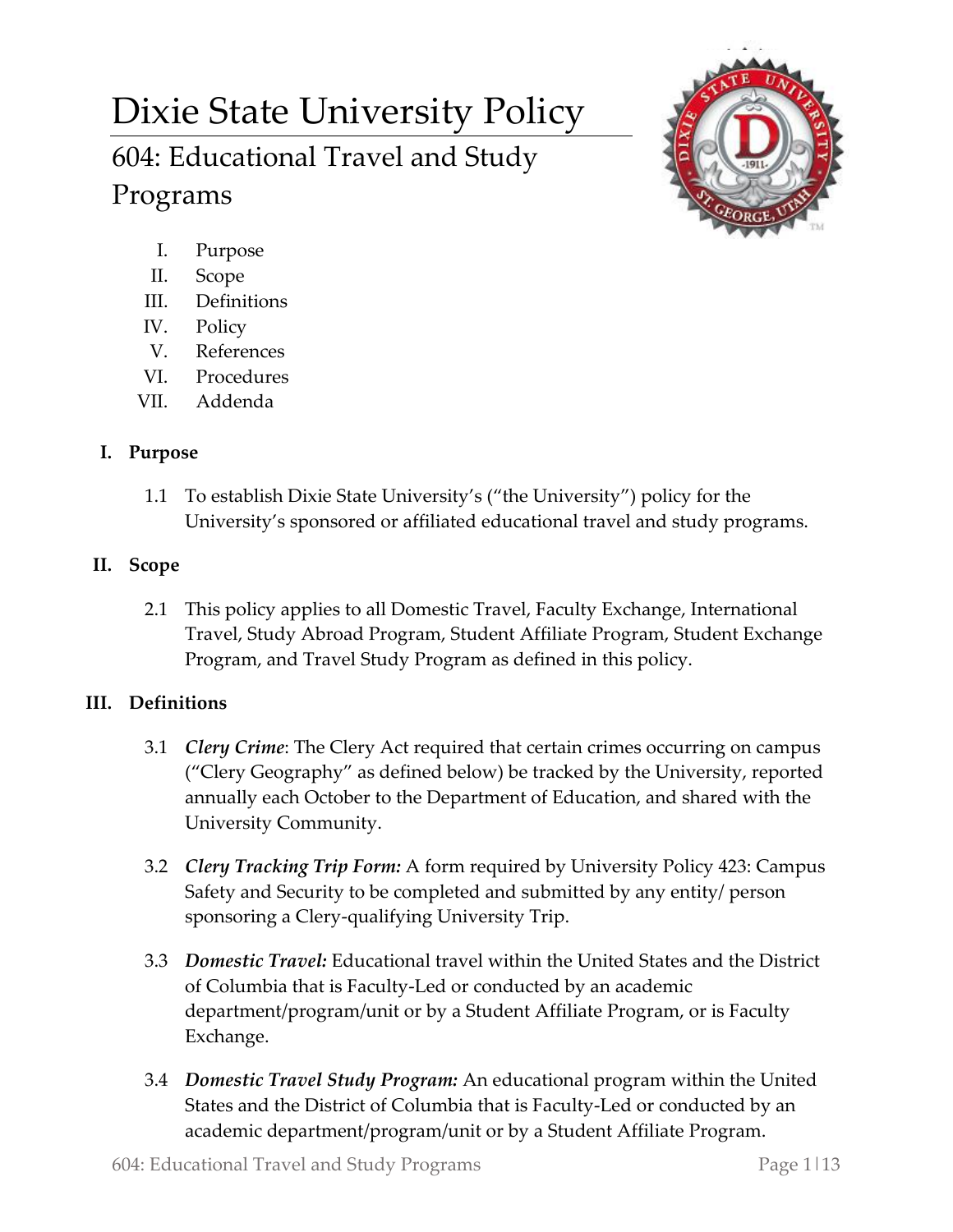# Dixie State University Policy

## 604: Educational Travel and Study Programs

I. Purpose
II. Scope
III. Definitions
IV. Policy
V. References
VI. Procedures
VII. Addenda

### I. Purpose

1.1 To establish Dixie State University's ("the University") policy for the University's sponsored or affiliated educational travel and study programs.

### II. Scope

2.1 This policy applies to all Domestic Travel, Faculty Exchange, International Travel, Study Abroad Program, Student Affiliate Program, Student Exchange Program, and Travel Study Program as defined in this policy.

### III. Definitions

3.1 ***Clery Crime***: The Clery Act required that certain crimes occurring on campus ("Clery Geography" as defined below) be tracked by the University, reported annually each October to the Department of Education, and shared with the University Community.

3.2 ***Clery Tracking Trip Form:*** A form required by University Policy 423: Campus Safety and Security to be completed and submitted by any entity/ person sponsoring a Clery-qualifying University Trip.

3.3 ***Domestic Travel:*** Educational travel within the United States and the District of Columbia that is Faculty-Led or conducted by an academic department/program/unit or by a Student Affiliate Program, or is Faculty Exchange.

3.4 ***Domestic Travel Study Program:*** An educational program within the United States and the District of Columbia that is Faculty-Led or conducted by an academic department/program/unit or by a Student Affiliate Program.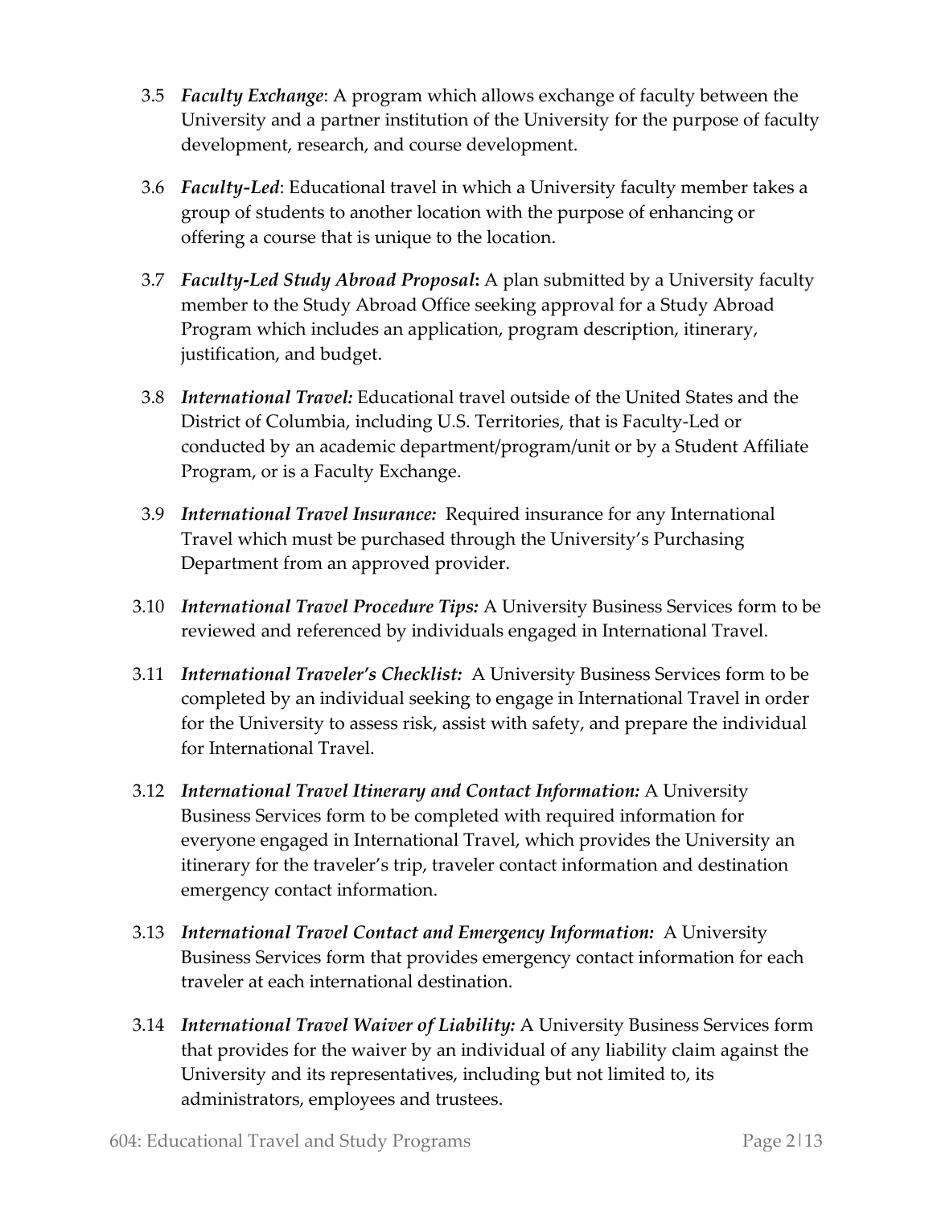3.5 *Faculty Exchange*: A program which allows exchange of faculty between the University and a partner institution of the University for the purpose of faculty development, research, and course development.

3.6 *Faculty-Led*: Educational travel in which a University faculty member takes a group of students to another location with the purpose of enhancing or offering a course that is unique to the location.

3.7 ***Faculty-Led Study Abroad Proposal*:** A plan submitted by a University faculty member to the Study Abroad Office seeking approval for a Study Abroad Program which includes an application, program description, itinerary, justification, and budget.

3.8 ***International Travel:*** Educational travel outside of the United States and the District of Columbia, including U.S. Territories, that is Faculty-Led or conducted by an academic department/program/unit or by a Student Affiliate Program, or is a Faculty Exchange.

3.9 ***International Travel Insurance:*** Required insurance for any International Travel which must be purchased through the University's Purchasing Department from an approved provider.

3.10 ***International Travel Procedure Tips:*** A University Business Services form to be reviewed and referenced by individuals engaged in International Travel.

3.11 ***International Traveler's Checklist:*** A University Business Services form to be completed by an individual seeking to engage in International Travel in order for the University to assess risk, assist with safety, and prepare the individual for International Travel.

3.12 ***International Travel Itinerary and Contact Information:*** A University Business Services form to be completed with required information for everyone engaged in International Travel, which provides the University an itinerary for the traveler's trip, traveler contact information and destination emergency contact information.

3.13 ***International Travel Contact and Emergency Information:*** A University Business Services form that provides emergency contact information for each traveler at each international destination.

3.14 ***International Travel Waiver of Liability:*** A University Business Services form that provides for the waiver by an individual of any liability claim against the University and its representatives, including but not limited to, its administrators, employees and trustees.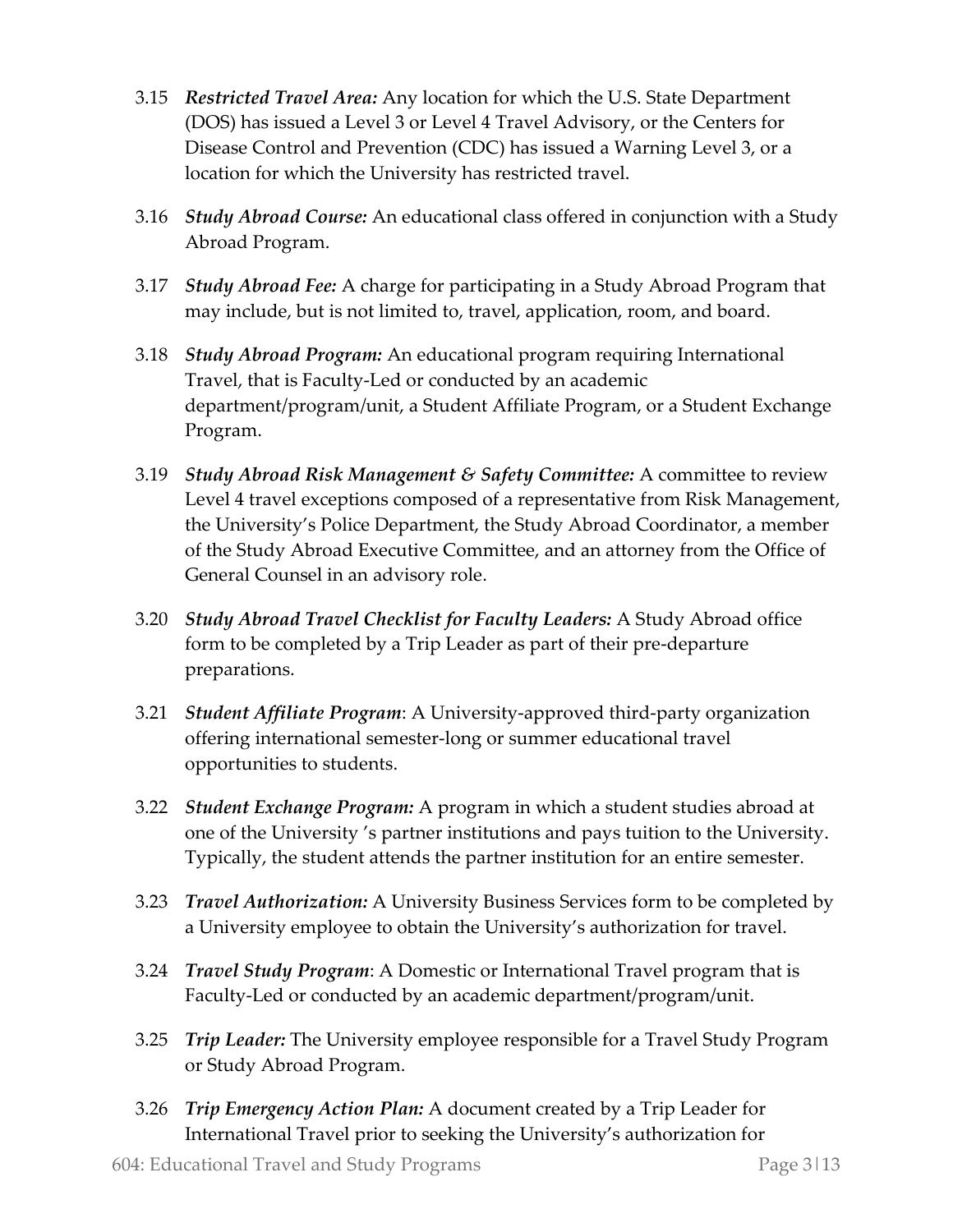3.15 ***Restricted Travel Area:*** Any location for which the U.S. State Department (DOS) has issued a Level 3 or Level 4 Travel Advisory, or the Centers for Disease Control and Prevention (CDC) has issued a Warning Level 3, or a location for which the University has restricted travel.

3.16 ***Study Abroad Course:*** An educational class offered in conjunction with a Study Abroad Program.

3.17 ***Study Abroad Fee:*** A charge for participating in a Study Abroad Program that may include, but is not limited to, travel, application, room, and board.

3.18 ***Study Abroad Program:*** An educational program requiring International Travel, that is Faculty-Led or conducted by an academic department/program/unit, a Student Affiliate Program, or a Student Exchange Program.

3.19 ***Study Abroad Risk Management & Safety Committee:*** A committee to review Level 4 travel exceptions composed of a representative from Risk Management, the University's Police Department, the Study Abroad Coordinator, a member of the Study Abroad Executive Committee, and an attorney from the Office of General Counsel in an advisory role.

3.20 ***Study Abroad Travel Checklist for Faculty Leaders:*** A Study Abroad office form to be completed by a Trip Leader as part of their pre-departure preparations.

3.21 ***Student Affiliate Program***: A University-approved third-party organization offering international semester-long or summer educational travel opportunities to students.

3.22 ***Student Exchange Program:*** A program in which a student studies abroad at one of the University 's partner institutions and pays tuition to the University. Typically, the student attends the partner institution for an entire semester.

3.23 ***Travel Authorization:*** A University Business Services form to be completed by a University employee to obtain the University's authorization for travel.

3.24 ***Travel Study Program***: A Domestic or International Travel program that is Faculty-Led or conducted by an academic department/program/unit.

3.25 ***Trip Leader:*** The University employee responsible for a Travel Study Program or Study Abroad Program.

3.26 ***Trip Emergency Action Plan:*** A document created by a Trip Leader for International Travel prior to seeking the University's authorization for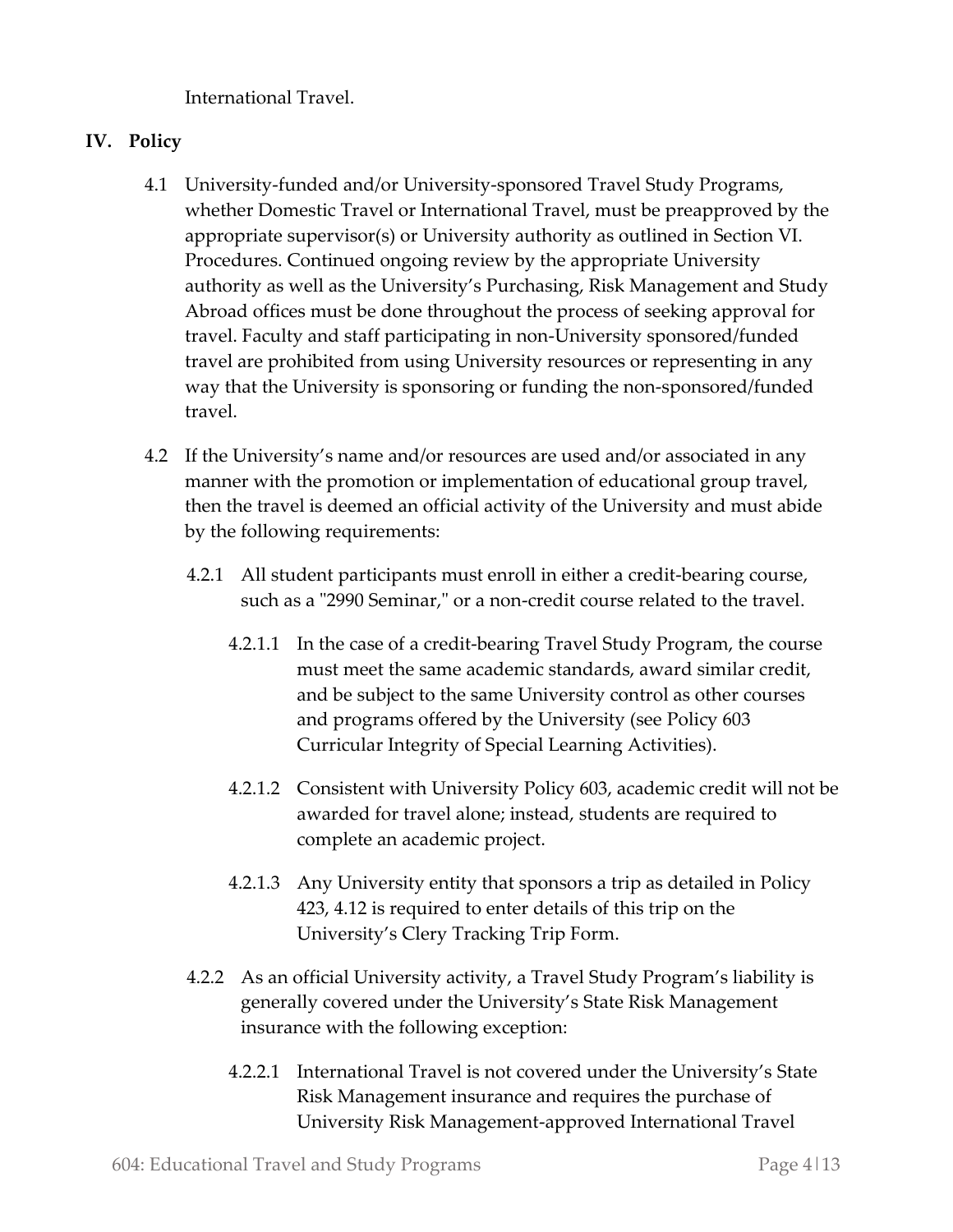International Travel.

## IV. Policy

4.1 University-funded and/or University-sponsored Travel Study Programs, whether Domestic Travel or International Travel, must be preapproved by the appropriate supervisor(s) or University authority as outlined in Section VI. Procedures. Continued ongoing review by the appropriate University authority as well as the University's Purchasing, Risk Management and Study Abroad offices must be done throughout the process of seeking approval for travel. Faculty and staff participating in non-University sponsored/funded travel are prohibited from using University resources or representing in any way that the University is sponsoring or funding the non-sponsored/funded travel.

4.2 If the University's name and/or resources are used and/or associated in any manner with the promotion or implementation of educational group travel, then the travel is deemed an official activity of the University and must abide by the following requirements:

4.2.1 All student participants must enroll in either a credit-bearing course, such as a "2990 Seminar," or a non-credit course related to the travel.

4.2.1.1 In the case of a credit-bearing Travel Study Program, the course must meet the same academic standards, award similar credit, and be subject to the same University control as other courses and programs offered by the University (see Policy 603 Curricular Integrity of Special Learning Activities).

4.2.1.2 Consistent with University Policy 603, academic credit will not be awarded for travel alone; instead, students are required to complete an academic project.

4.2.1.3 Any University entity that sponsors a trip as detailed in Policy 423, 4.12 is required to enter details of this trip on the University's Clery Tracking Trip Form.

4.2.2 As an official University activity, a Travel Study Program's liability is generally covered under the University's State Risk Management insurance with the following exception:

4.2.2.1 International Travel is not covered under the University's State Risk Management insurance and requires the purchase of University Risk Management-approved International Travel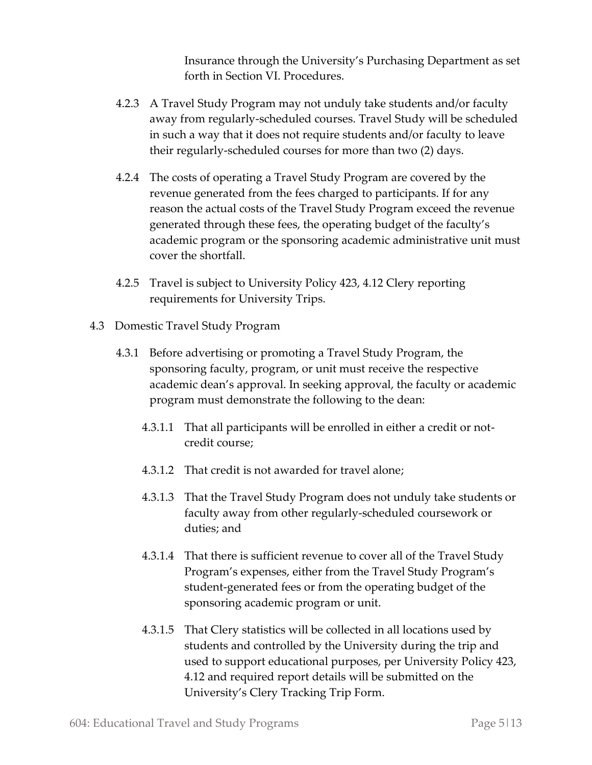Insurance through the University's Purchasing Department as set forth in Section VI. Procedures.

4.2.3 A Travel Study Program may not unduly take students and/or faculty away from regularly-scheduled courses. Travel Study will be scheduled in such a way that it does not require students and/or faculty to leave their regularly-scheduled courses for more than two (2) days.

4.2.4 The costs of operating a Travel Study Program are covered by the revenue generated from the fees charged to participants. If for any reason the actual costs of the Travel Study Program exceed the revenue generated through these fees, the operating budget of the faculty's academic program or the sponsoring academic administrative unit must cover the shortfall.

4.2.5 Travel is subject to University Policy 423, 4.12 Clery reporting requirements for University Trips.

4.3 Domestic Travel Study Program

4.3.1 Before advertising or promoting a Travel Study Program, the sponsoring faculty, program, or unit must receive the respective academic dean's approval. In seeking approval, the faculty or academic program must demonstrate the following to the dean:

4.3.1.1 That all participants will be enrolled in either a credit or not-credit course;

4.3.1.2 That credit is not awarded for travel alone;

4.3.1.3 That the Travel Study Program does not unduly take students or faculty away from other regularly-scheduled coursework or duties; and

4.3.1.4 That there is sufficient revenue to cover all of the Travel Study Program's expenses, either from the Travel Study Program's student-generated fees or from the operating budget of the sponsoring academic program or unit.

4.3.1.5 That Clery statistics will be collected in all locations used by students and controlled by the University during the trip and used to support educational purposes, per University Policy 423, 4.12 and required report details will be submitted on the University's Clery Tracking Trip Form.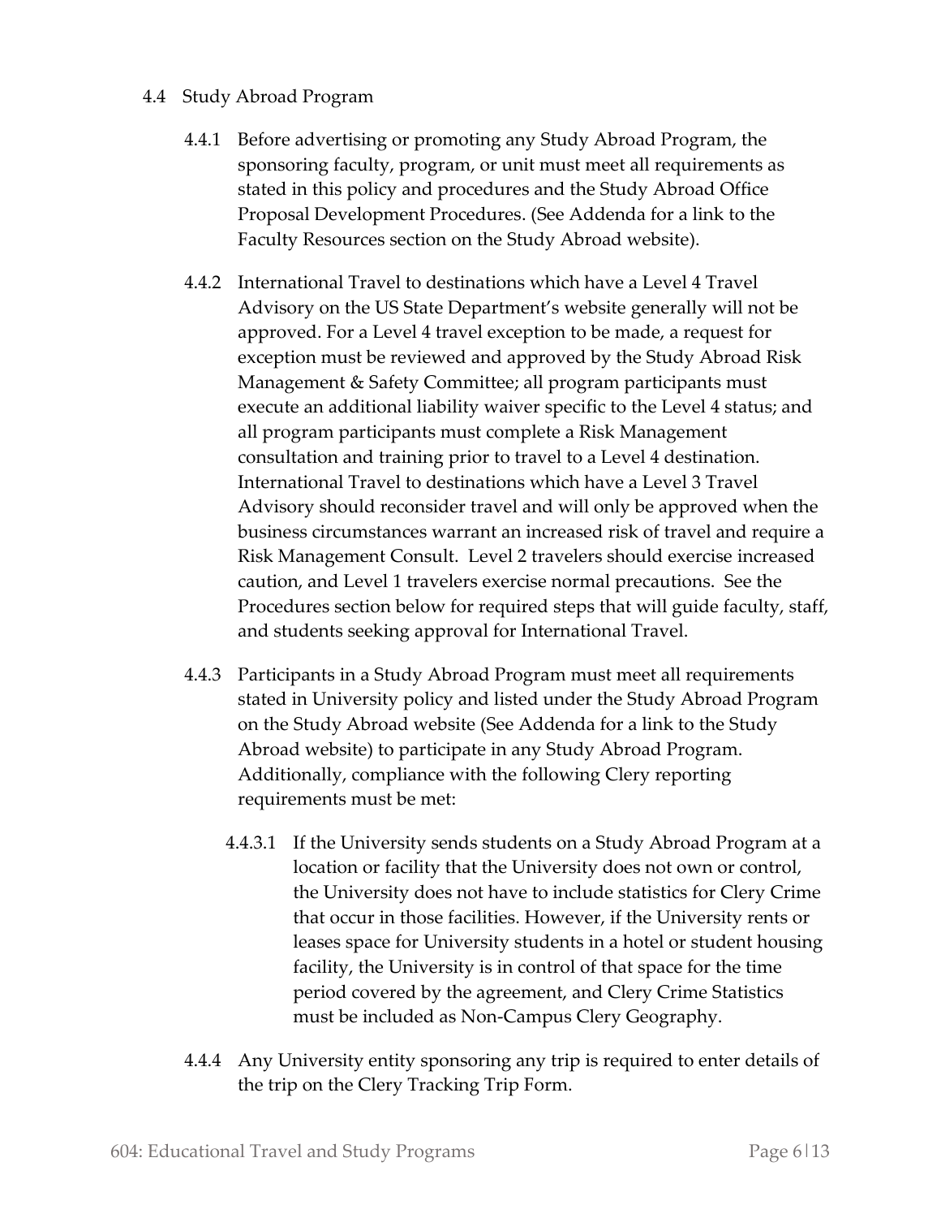## 4.4 Study Abroad Program

4.4.1 Before advertising or promoting any Study Abroad Program, the sponsoring faculty, program, or unit must meet all requirements as stated in this policy and procedures and the Study Abroad Office Proposal Development Procedures. (See Addenda for a link to the Faculty Resources section on the Study Abroad website).

4.4.2 International Travel to destinations which have a Level 4 Travel Advisory on the US State Department's website generally will not be approved. For a Level 4 travel exception to be made, a request for exception must be reviewed and approved by the Study Abroad Risk Management & Safety Committee; all program participants must execute an additional liability waiver specific to the Level 4 status; and all program participants must complete a Risk Management consultation and training prior to travel to a Level 4 destination. International Travel to destinations which have a Level 3 Travel Advisory should reconsider travel and will only be approved when the business circumstances warrant an increased risk of travel and require a Risk Management Consult. Level 2 travelers should exercise increased caution, and Level 1 travelers exercise normal precautions. See the Procedures section below for required steps that will guide faculty, staff, and students seeking approval for International Travel.

4.4.3 Participants in a Study Abroad Program must meet all requirements stated in University policy and listed under the Study Abroad Program on the Study Abroad website (See Addenda for a link to the Study Abroad website) to participate in any Study Abroad Program. Additionally, compliance with the following Clery reporting requirements must be met:

4.4.3.1 If the University sends students on a Study Abroad Program at a location or facility that the University does not own or control, the University does not have to include statistics for Clery Crime that occur in those facilities. However, if the University rents or leases space for University students in a hotel or student housing facility, the University is in control of that space for the time period covered by the agreement, and Clery Crime Statistics must be included as Non-Campus Clery Geography.

4.4.4 Any University entity sponsoring any trip is required to enter details of the trip on the Clery Tracking Trip Form.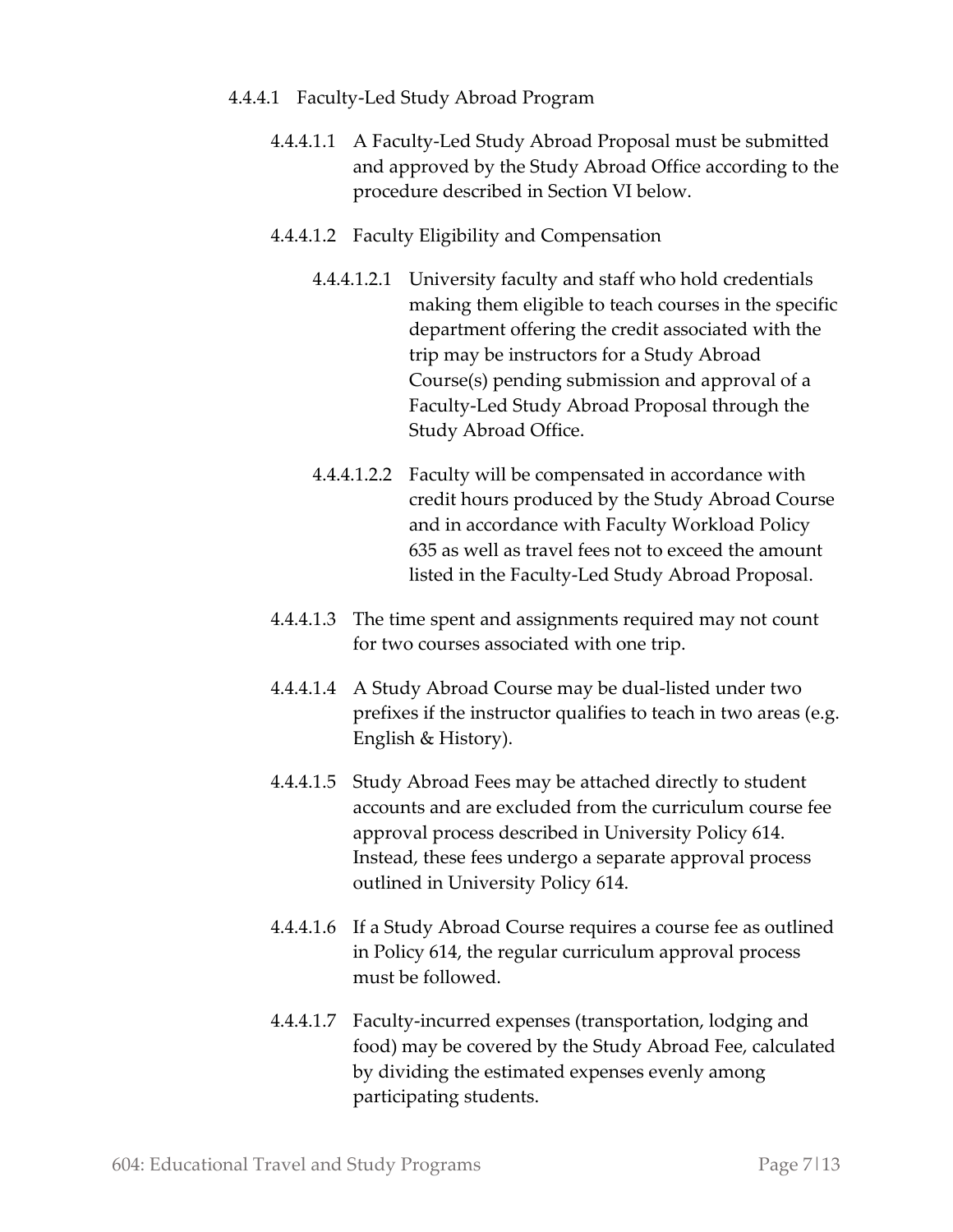4.4.4.1 Faculty-Led Study Abroad Program

4.4.4.1.1 A Faculty-Led Study Abroad Proposal must be submitted and approved by the Study Abroad Office according to the procedure described in Section VI below.

4.4.4.1.2 Faculty Eligibility and Compensation

4.4.4.1.2.1 University faculty and staff who hold credentials making them eligible to teach courses in the specific department offering the credit associated with the trip may be instructors for a Study Abroad Course(s) pending submission and approval of a Faculty-Led Study Abroad Proposal through the Study Abroad Office.

4.4.4.1.2.2 Faculty will be compensated in accordance with credit hours produced by the Study Abroad Course and in accordance with Faculty Workload Policy 635 as well as travel fees not to exceed the amount listed in the Faculty-Led Study Abroad Proposal.

4.4.4.1.3 The time spent and assignments required may not count for two courses associated with one trip.

4.4.4.1.4 A Study Abroad Course may be dual-listed under two prefixes if the instructor qualifies to teach in two areas (e.g. English & History).

4.4.4.1.5 Study Abroad Fees may be attached directly to student accounts and are excluded from the curriculum course fee approval process described in University Policy 614. Instead, these fees undergo a separate approval process outlined in University Policy 614.

4.4.4.1.6 If a Study Abroad Course requires a course fee as outlined in Policy 614, the regular curriculum approval process must be followed.

4.4.4.1.7 Faculty-incurred expenses (transportation, lodging and food) may be covered by the Study Abroad Fee, calculated by dividing the estimated expenses evenly among participating students.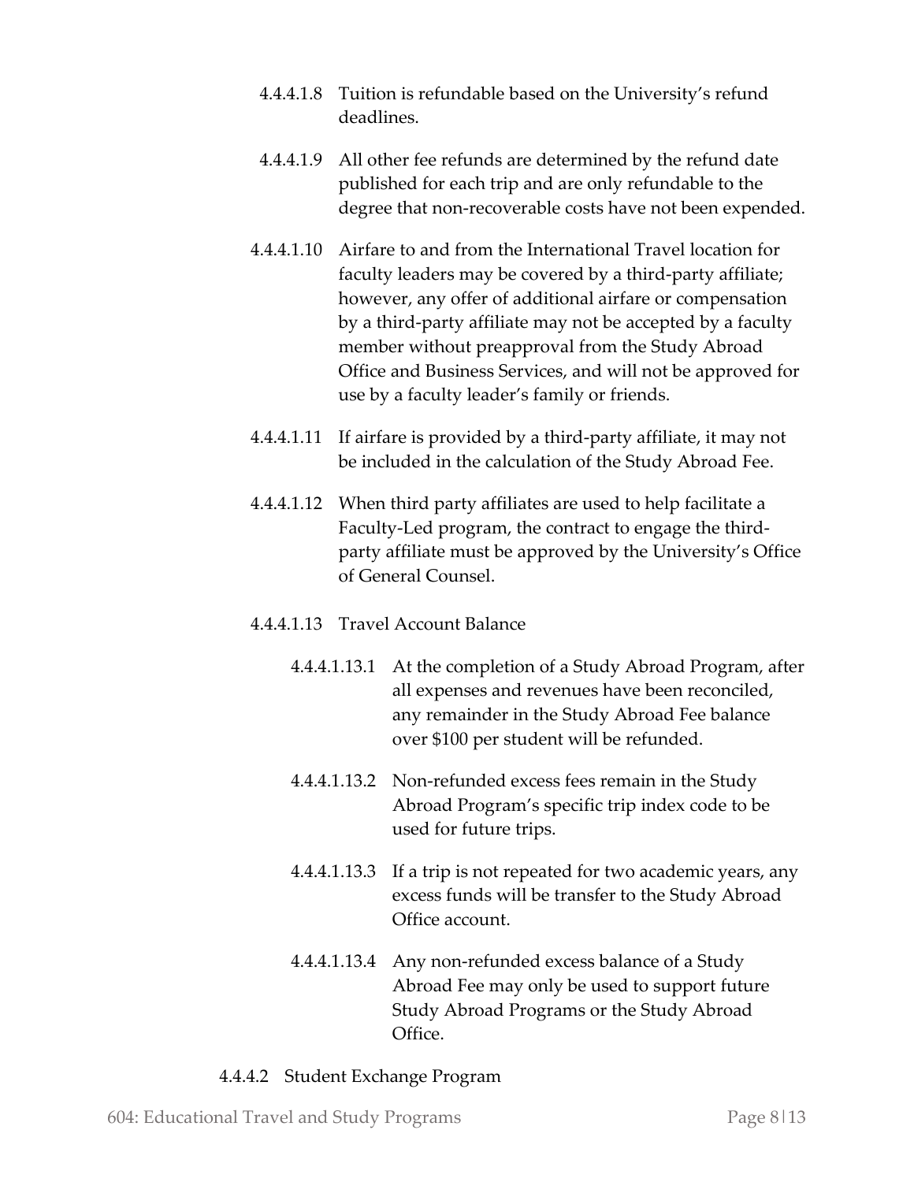4.4.4.1.8 Tuition is refundable based on the University's refund deadlines.

4.4.4.1.9 All other fee refunds are determined by the refund date published for each trip and are only refundable to the degree that non-recoverable costs have not been expended.

4.4.4.1.10 Airfare to and from the International Travel location for faculty leaders may be covered by a third-party affiliate; however, any offer of additional airfare or compensation by a third-party affiliate may not be accepted by a faculty member without preapproval from the Study Abroad Office and Business Services, and will not be approved for use by a faculty leader's family or friends.

4.4.4.1.11 If airfare is provided by a third-party affiliate, it may not be included in the calculation of the Study Abroad Fee.

4.4.4.1.12 When third party affiliates are used to help facilitate a Faculty-Led program, the contract to engage the third-party affiliate must be approved by the University's Office of General Counsel.

4.4.4.1.13 Travel Account Balance

4.4.4.1.13.1 At the completion of a Study Abroad Program, after all expenses and revenues have been reconciled, any remainder in the Study Abroad Fee balance over $100 per student will be refunded.

4.4.4.1.13.2 Non-refunded excess fees remain in the Study Abroad Program's specific trip index code to be used for future trips.

4.4.4.1.13.3 If a trip is not repeated for two academic years, any excess funds will be transfer to the Study Abroad Office account.

4.4.4.1.13.4 Any non-refunded excess balance of a Study Abroad Fee may only be used to support future Study Abroad Programs or the Study Abroad Office.

4.4.4.2 Student Exchange Program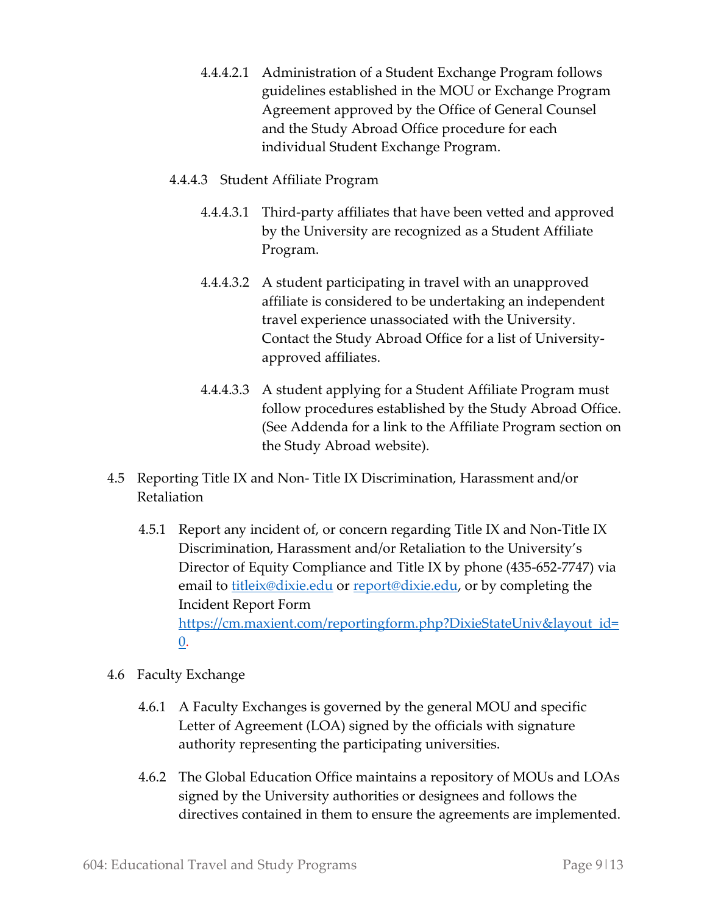4.4.4.2.1 Administration of a Student Exchange Program follows guidelines established in the MOU or Exchange Program Agreement approved by the Office of General Counsel and the Study Abroad Office procedure for each individual Student Exchange Program.

4.4.4.3 Student Affiliate Program

4.4.4.3.1 Third-party affiliates that have been vetted and approved by the University are recognized as a Student Affiliate Program.

4.4.4.3.2 A student participating in travel with an unapproved affiliate is considered to be undertaking an independent travel experience unassociated with the University. Contact the Study Abroad Office for a list of University-approved affiliates.

4.4.4.3.3 A student applying for a Student Affiliate Program must follow procedures established by the Study Abroad Office. (See Addenda for a link to the Affiliate Program section on the Study Abroad website).

4.5 Reporting Title IX and Non- Title IX Discrimination, Harassment and/or Retaliation

4.5.1 Report any incident of, or concern regarding Title IX and Non-Title IX Discrimination, Harassment and/or Retaliation to the University's Director of Equity Compliance and Title IX by phone (435-652-7747) via email to [titleix@dixie.edu](mailto:titleix@dixie.edu) or [report@dixie.edu](mailto:report@dixie.edu), or by completing the Incident Report Form [https://cm.maxient.com/reportingform.php?DixieStateUniv&layout_id=0](https://cm.maxient.com/reportingform.php?DixieStateUniv&layout_id=0).

4.6 Faculty Exchange

4.6.1 A Faculty Exchanges is governed by the general MOU and specific Letter of Agreement (LOA) signed by the officials with signature authority representing the participating universities.

4.6.2 The Global Education Office maintains a repository of MOUs and LOAs signed by the University authorities or designees and follows the directives contained in them to ensure the agreements are implemented.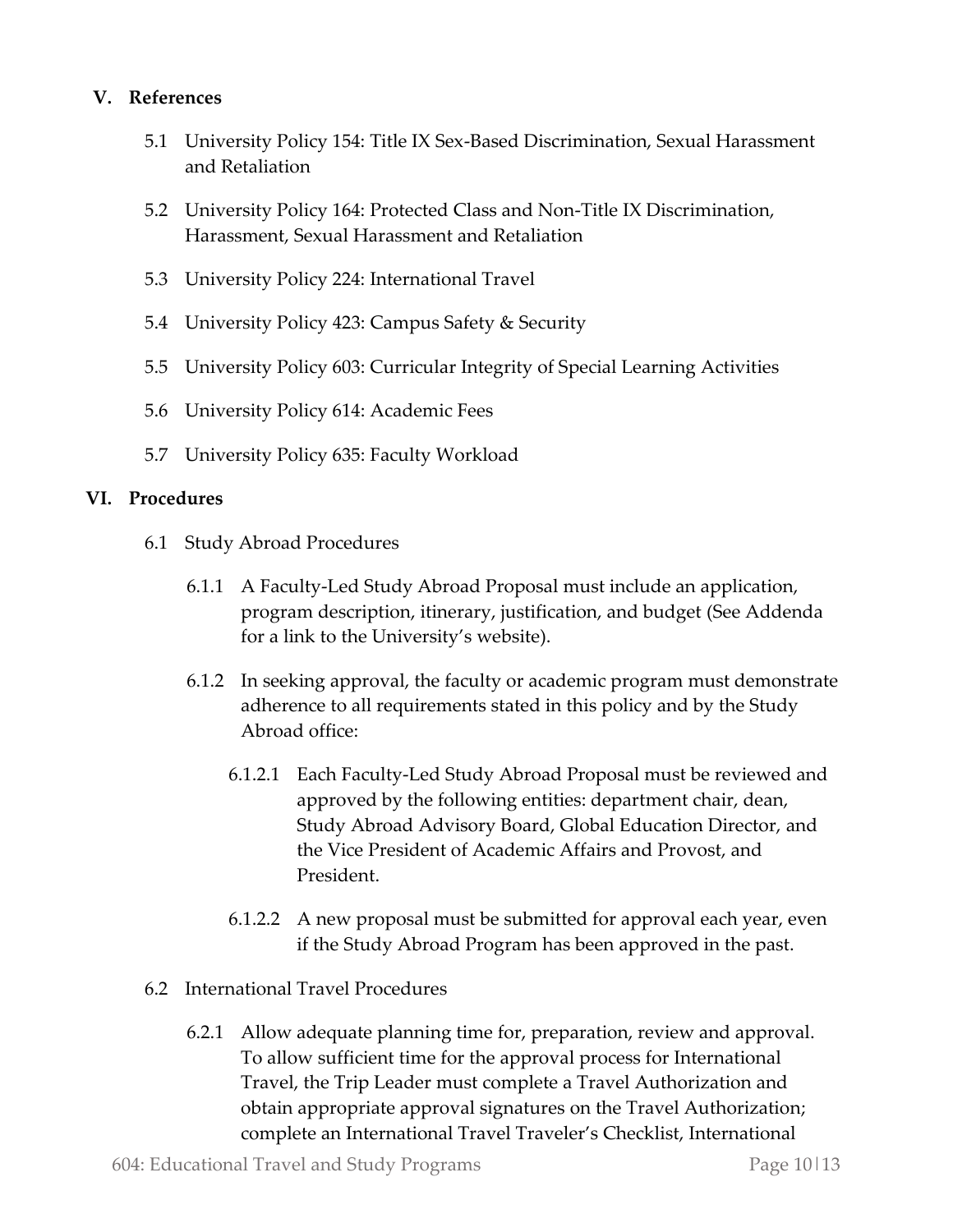## V. References

5.1 University Policy 154: Title IX Sex-Based Discrimination, Sexual Harassment and Retaliation

5.2 University Policy 164: Protected Class and Non-Title IX Discrimination, Harassment, Sexual Harassment and Retaliation

5.3 University Policy 224: International Travel

5.4 University Policy 423: Campus Safety & Security

5.5 University Policy 603: Curricular Integrity of Special Learning Activities

5.6 University Policy 614: Academic Fees

5.7 University Policy 635: Faculty Workload

## VI. Procedures

6.1 Study Abroad Procedures

6.1.1 A Faculty-Led Study Abroad Proposal must include an application, program description, itinerary, justification, and budget (See Addenda for a link to the University's website).

6.1.2 In seeking approval, the faculty or academic program must demonstrate adherence to all requirements stated in this policy and by the Study Abroad office:

6.1.2.1 Each Faculty-Led Study Abroad Proposal must be reviewed and approved by the following entities: department chair, dean, Study Abroad Advisory Board, Global Education Director, and the Vice President of Academic Affairs and Provost, and President.

6.1.2.2 A new proposal must be submitted for approval each year, even if the Study Abroad Program has been approved in the past.

6.2 International Travel Procedures

6.2.1 Allow adequate planning time for, preparation, review and approval. To allow sufficient time for the approval process for International Travel, the Trip Leader must complete a Travel Authorization and obtain appropriate approval signatures on the Travel Authorization; complete an International Travel Traveler's Checklist, International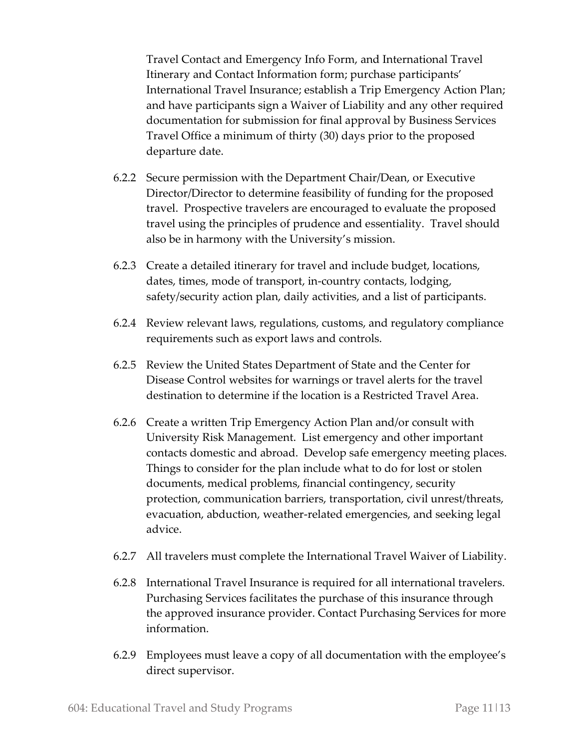Travel Contact and Emergency Info Form, and International Travel Itinerary and Contact Information form; purchase participants' International Travel Insurance; establish a Trip Emergency Action Plan; and have participants sign a Waiver of Liability and any other required documentation for submission for final approval by Business Services Travel Office a minimum of thirty (30) days prior to the proposed departure date.

6.2.2 Secure permission with the Department Chair/Dean, or Executive Director/Director to determine feasibility of funding for the proposed travel. Prospective travelers are encouraged to evaluate the proposed travel using the principles of prudence and essentiality. Travel should also be in harmony with the University's mission.

6.2.3 Create a detailed itinerary for travel and include budget, locations, dates, times, mode of transport, in-country contacts, lodging, safety/security action plan, daily activities, and a list of participants.

6.2.4 Review relevant laws, regulations, customs, and regulatory compliance requirements such as export laws and controls.

6.2.5 Review the United States Department of State and the Center for Disease Control websites for warnings or travel alerts for the travel destination to determine if the location is a Restricted Travel Area.

6.2.6 Create a written Trip Emergency Action Plan and/or consult with University Risk Management. List emergency and other important contacts domestic and abroad. Develop safe emergency meeting places. Things to consider for the plan include what to do for lost or stolen documents, medical problems, financial contingency, security protection, communication barriers, transportation, civil unrest/threats, evacuation, abduction, weather-related emergencies, and seeking legal advice.

6.2.7 All travelers must complete the International Travel Waiver of Liability.

6.2.8 International Travel Insurance is required for all international travelers. Purchasing Services facilitates the purchase of this insurance through the approved insurance provider. Contact Purchasing Services for more information.

6.2.9 Employees must leave a copy of all documentation with the employee's direct supervisor.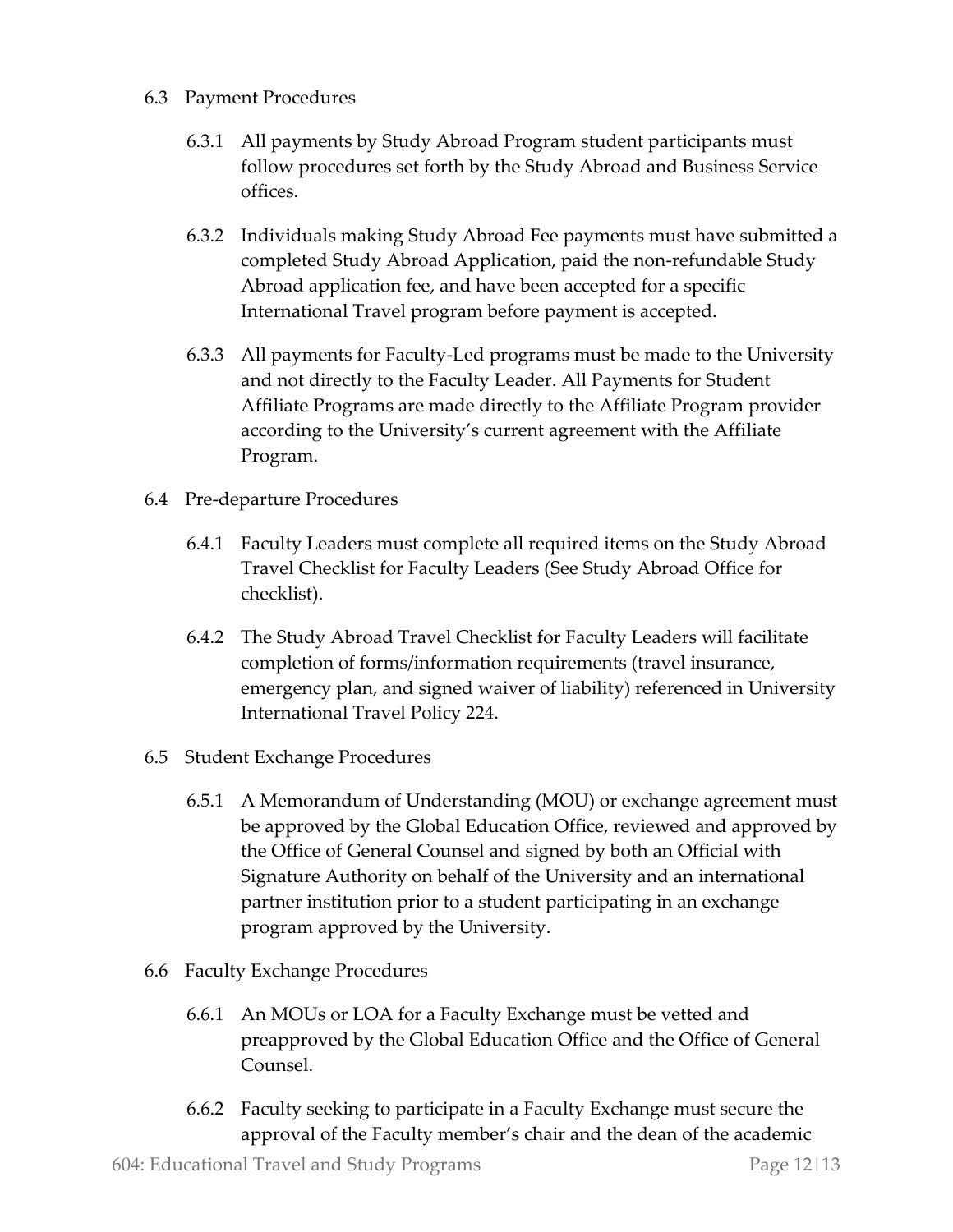### 6.3 Payment Procedures

6.3.1 All payments by Study Abroad Program student participants must follow procedures set forth by the Study Abroad and Business Service offices.

6.3.2 Individuals making Study Abroad Fee payments must have submitted a completed Study Abroad Application, paid the non-refundable Study Abroad application fee, and have been accepted for a specific International Travel program before payment is accepted.

6.3.3 All payments for Faculty-Led programs must be made to the University and not directly to the Faculty Leader. All Payments for Student Affiliate Programs are made directly to the Affiliate Program provider according to the University's current agreement with the Affiliate Program.

### 6.4 Pre-departure Procedures

6.4.1 Faculty Leaders must complete all required items on the Study Abroad Travel Checklist for Faculty Leaders (See Study Abroad Office for checklist).

6.4.2 The Study Abroad Travel Checklist for Faculty Leaders will facilitate completion of forms/information requirements (travel insurance, emergency plan, and signed waiver of liability) referenced in University International Travel Policy 224.

### 6.5 Student Exchange Procedures

6.5.1 A Memorandum of Understanding (MOU) or exchange agreement must be approved by the Global Education Office, reviewed and approved by the Office of General Counsel and signed by both an Official with Signature Authority on behalf of the University and an international partner institution prior to a student participating in an exchange program approved by the University.

### 6.6 Faculty Exchange Procedures

6.6.1 An MOUs or LOA for a Faculty Exchange must be vetted and preapproved by the Global Education Office and the Office of General Counsel.

6.6.2 Faculty seeking to participate in a Faculty Exchange must secure the approval of the Faculty member's chair and the dean of the academic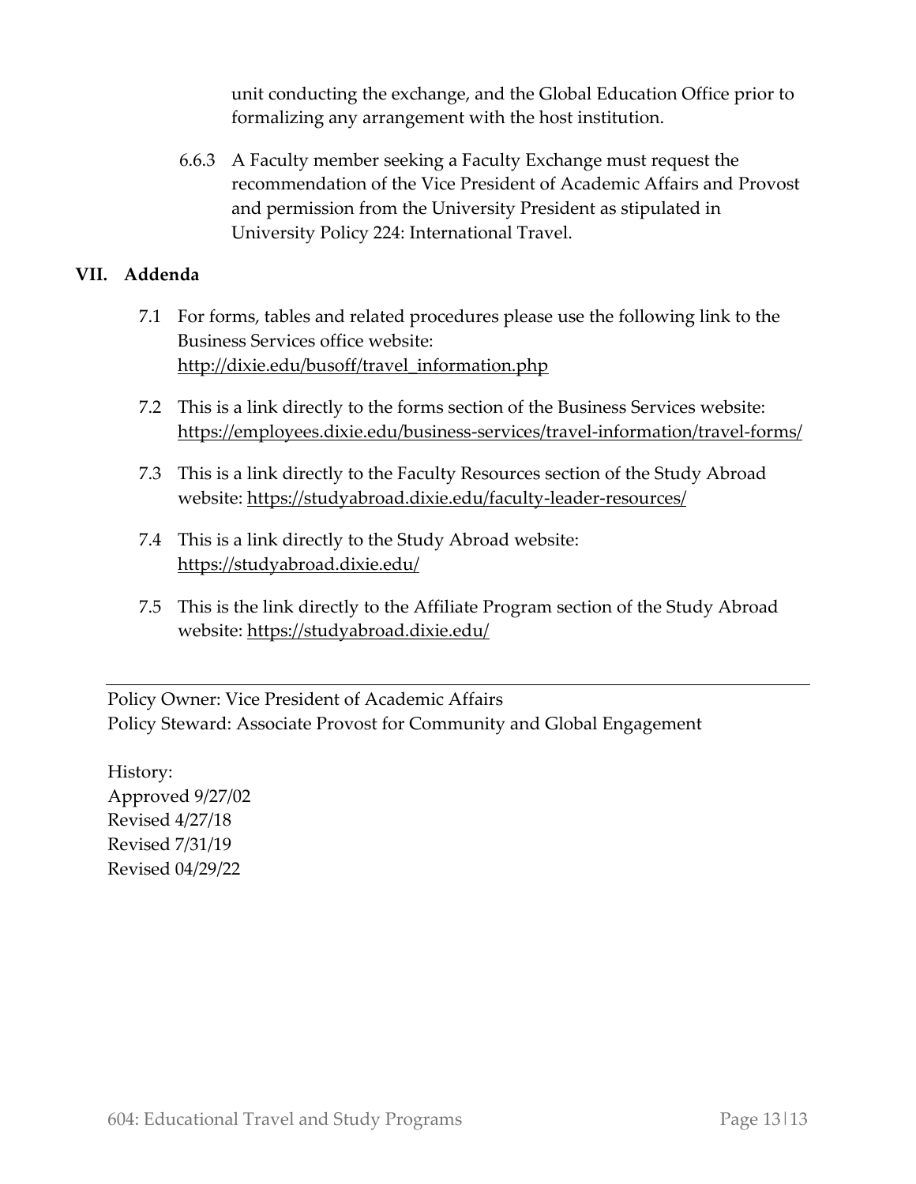unit conducting the exchange, and the Global Education Office prior to formalizing any arrangement with the host institution.

6.6.3 A Faculty member seeking a Faculty Exchange must request the recommendation of the Vice President of Academic Affairs and Provost and permission from the University President as stipulated in University Policy 224: International Travel.

## VII. Addenda

7.1 For forms, tables and related procedures please use the following link to the Business Services office website: http://dixie.edu/busoff/travel_information.php

7.2 This is a link directly to the forms section of the Business Services website: https://employees.dixie.edu/business-services/travel-information/travel-forms/

7.3 This is a link directly to the Faculty Resources section of the Study Abroad website: https://studyabroad.dixie.edu/faculty-leader-resources/

7.4 This is a link directly to the Study Abroad website: https://studyabroad.dixie.edu/

7.5 This is the link directly to the Affiliate Program section of the Study Abroad website: https://studyabroad.dixie.edu/

---

Policy Owner: Vice President of Academic Affairs
Policy Steward: Associate Provost for Community and Global Engagement

History:
Approved 9/27/02
Revised 4/27/18
Revised 7/31/19
Revised 04/29/22